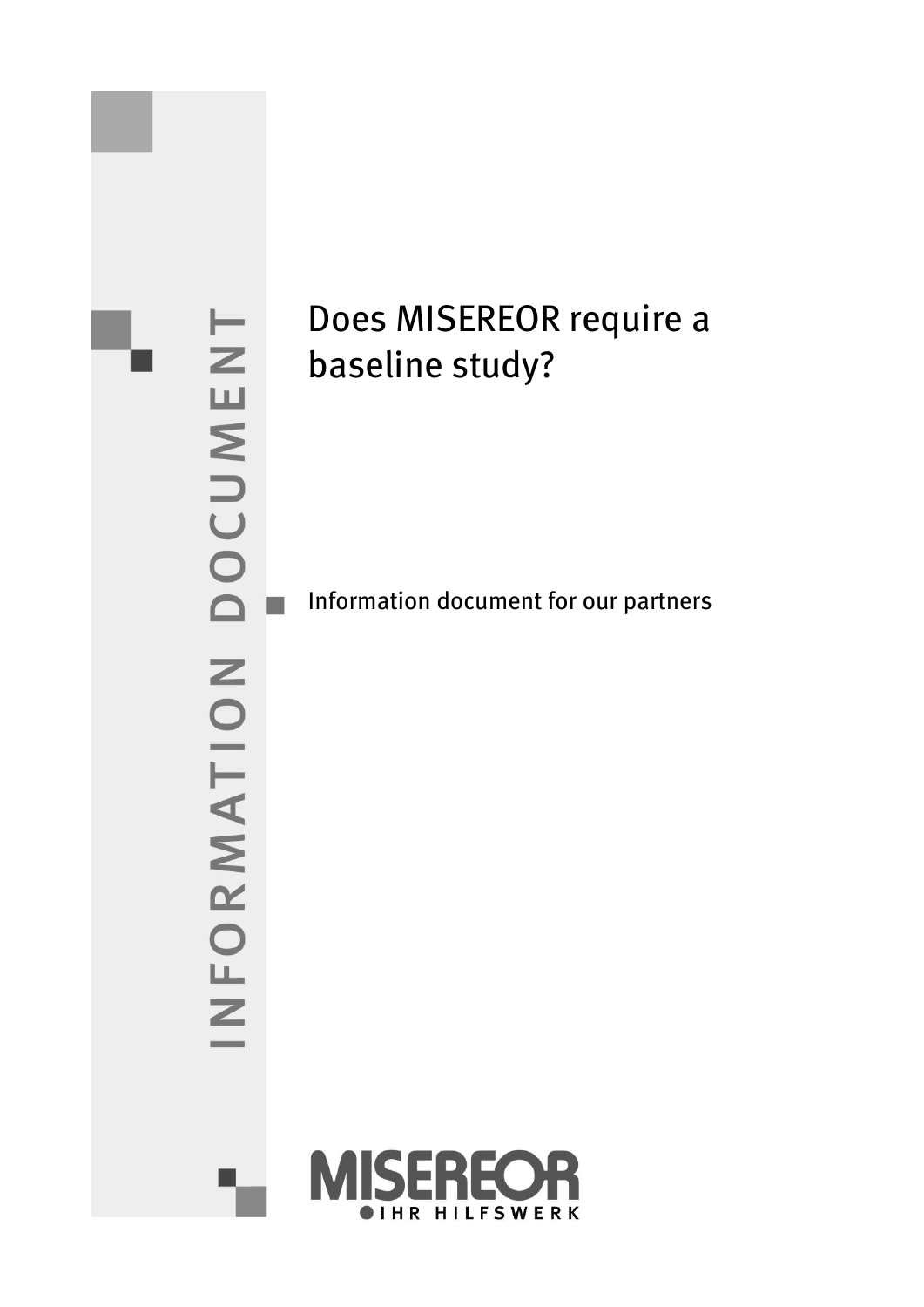INFORMATION DOCUMENT

# Does MISEREOR require a baseline study?

Information document for our partners

MISEREOR
IHR HILFSWERK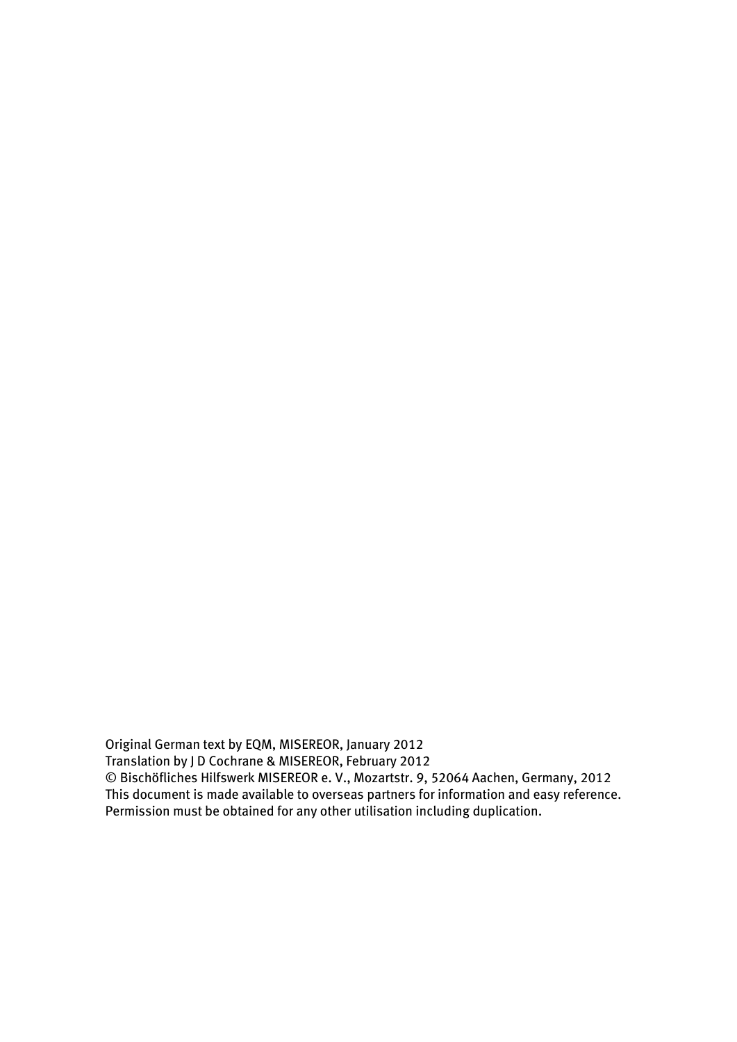Original German text by EQM, MISEREOR, January 2012
Translation by J D Cochrane & MISEREOR, February 2012
© Bischöfliches Hilfswerk MISEREOR e. V., Mozartstr. 9, 52064 Aachen, Germany, 2012
This document is made available to overseas partners for information and easy reference.
Permission must be obtained for any other utilisation including duplication.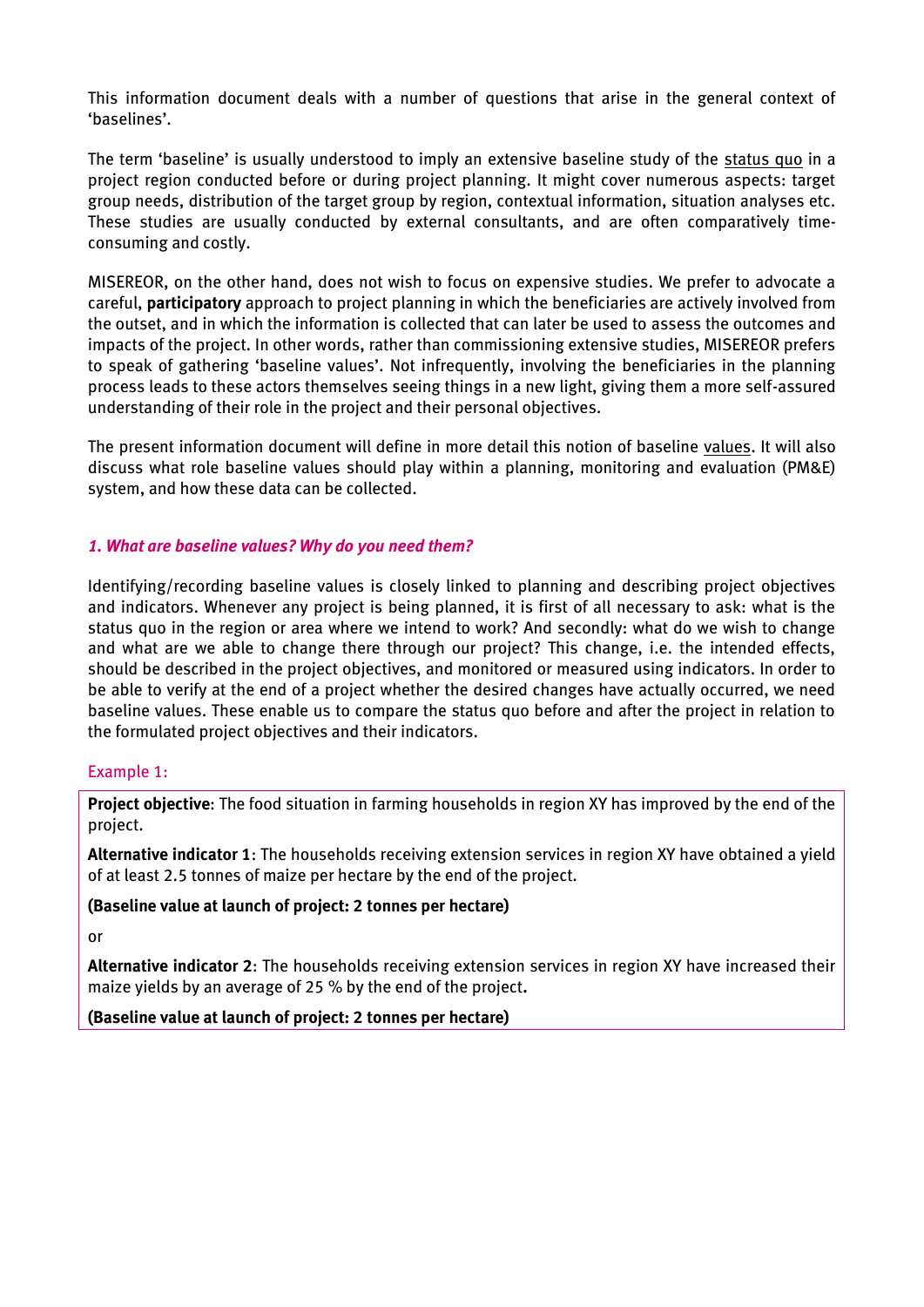This information document deals with a number of questions that arise in the general context of 'baselines'.

The term 'baseline' is usually understood to imply an extensive baseline study of the status quo in a project region conducted before or during project planning. It might cover numerous aspects: target group needs, distribution of the target group by region, contextual information, situation analyses etc. These studies are usually conducted by external consultants, and are often comparatively time-consuming and costly.

MISEREOR, on the other hand, does not wish to focus on expensive studies. We prefer to advocate a careful, **participatory** approach to project planning in which the beneficiaries are actively involved from the outset, and in which the information is collected that can later be used to assess the outcomes and impacts of the project. In other words, rather than commissioning extensive studies, MISEREOR prefers to speak of gathering 'baseline values'. Not infrequently, involving the beneficiaries in the planning process leads to these actors themselves seeing things in a new light, giving them a more self-assured understanding of their role in the project and their personal objectives.

The present information document will define in more detail this notion of baseline values. It will also discuss what role baseline values should play within a planning, monitoring and evaluation (PM&E) system, and how these data can be collected.

## *1. What are baseline values? Why do you need them?*

Identifying/recording baseline values is closely linked to planning and describing project objectives and indicators. Whenever any project is being planned, it is first of all necessary to ask: what is the status quo in the region or area where we intend to work? And secondly: what do we wish to change and what are we able to change there through our project? This change, i.e. the intended effects, should be described in the project objectives, and monitored or measured using indicators. In order to be able to verify at the end of a project whether the desired changes have actually occurred, we need baseline values. These enable us to compare the status quo before and after the project in relation to the formulated project objectives and their indicators.

Example 1:

**Project objective**: The food situation in farming households in region XY has improved by the end of the project.

**Alternative indicator 1**: The households receiving extension services in region XY have obtained a yield of at least 2.5 tonnes of maize per hectare by the end of the project.

**(Baseline value at launch of project: 2 tonnes per hectare)**

or

**Alternative indicator 2**: The households receiving extension services in region XY have increased their maize yields by an average of 25 % by the end of the project.

**(Baseline value at launch of project: 2 tonnes per hectare)**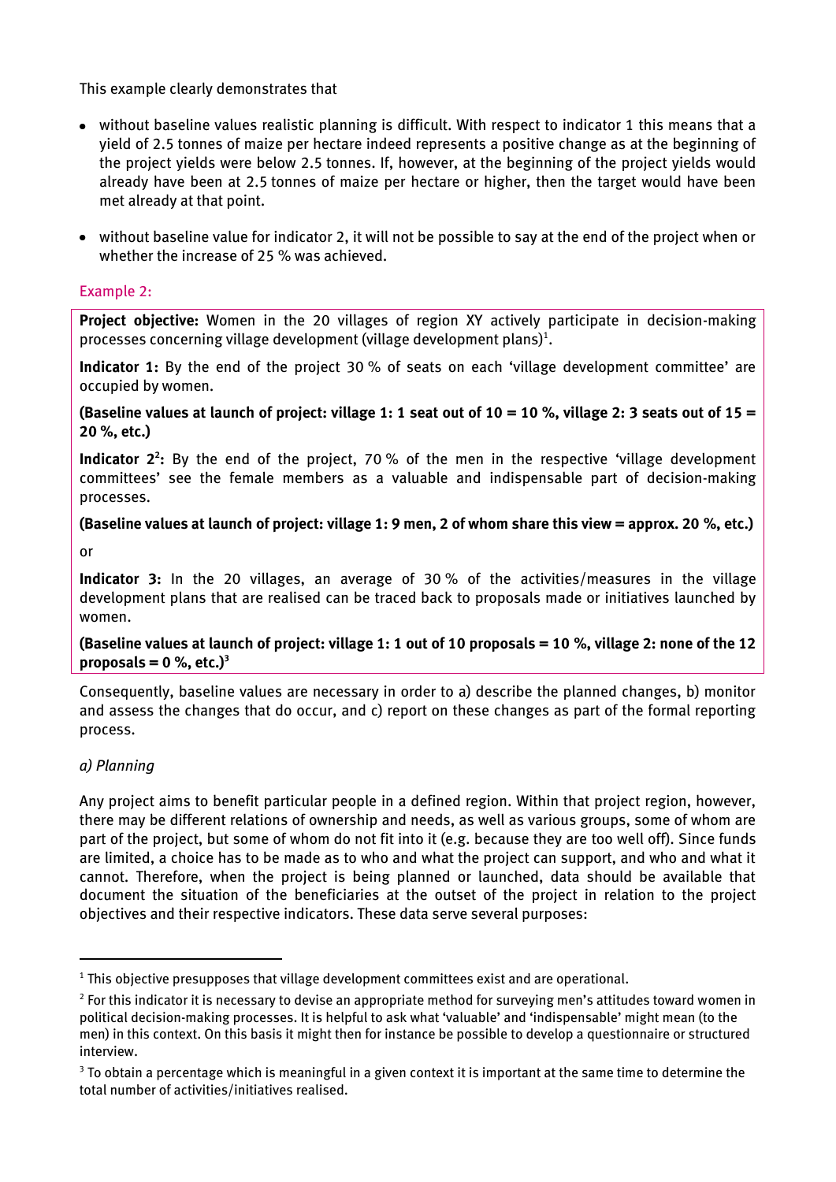This example clearly demonstrates that

- without baseline values realistic planning is difficult. With respect to indicator 1 this means that a yield of 2.5 tonnes of maize per hectare indeed represents a positive change as at the beginning of the project yields were below 2.5 tonnes. If, however, at the beginning of the project yields would already have been at 2.5 tonnes of maize per hectare or higher, then the target would have been met already at that point.
- without baseline value for indicator 2, it will not be possible to say at the end of the project when or whether the increase of 25 % was achieved.

### Example 2:

**Project objective:** Women in the 20 villages of region XY actively participate in decision-making processes concerning village development (village development plans)[1].

**Indicator 1:** By the end of the project 30 % of seats on each 'village development committee' are occupied by women.

**(Baseline values at launch of project: village 1: 1 seat out of 10 = 10 %, village 2: 3 seats out of 15 = 20 %, etc.)**

**Indicator 2[2]:** By the end of the project, 70 % of the men in the respective 'village development committees' see the female members as a valuable and indispensable part of decision-making processes.

**(Baseline values at launch of project: village 1: 9 men, 2 of whom share this view = approx. 20 %, etc.)**

or

**Indicator 3:** In the 20 villages, an average of 30 % of the activities/measures in the village development plans that are realised can be traced back to proposals made or initiatives launched by women.

**(Baseline values at launch of project: village 1: 1 out of 10 proposals = 10 %, village 2: none of the 12 proposals = 0 %, etc.)[3]**

Consequently, baseline values are necessary in order to a) describe the planned changes, b) monitor and assess the changes that do occur, and c) report on these changes as part of the formal reporting process.

*a) Planning*

Any project aims to benefit particular people in a defined region. Within that project region, however, there may be different relations of ownership and needs, as well as various groups, some of whom are part of the project, but some of whom do not fit into it (e.g. because they are too well off). Since funds are limited, a choice has to be made as to who and what the project can support, and who and what it cannot. Therefore, when the project is being planned or launched, data should be available that document the situation of the beneficiaries at the outset of the project in relation to the project objectives and their respective indicators. These data serve several purposes:

---

[1] This objective presupposes that village development committees exist and are operational.

[2] For this indicator it is necessary to devise an appropriate method for surveying men's attitudes toward women in political decision-making processes. It is helpful to ask what 'valuable' and 'indispensable' might mean (to the men) in this context. On this basis it might then for instance be possible to develop a questionnaire or structured interview.

[3] To obtain a percentage which is meaningful in a given context it is important at the same time to determine the total number of activities/initiatives realised.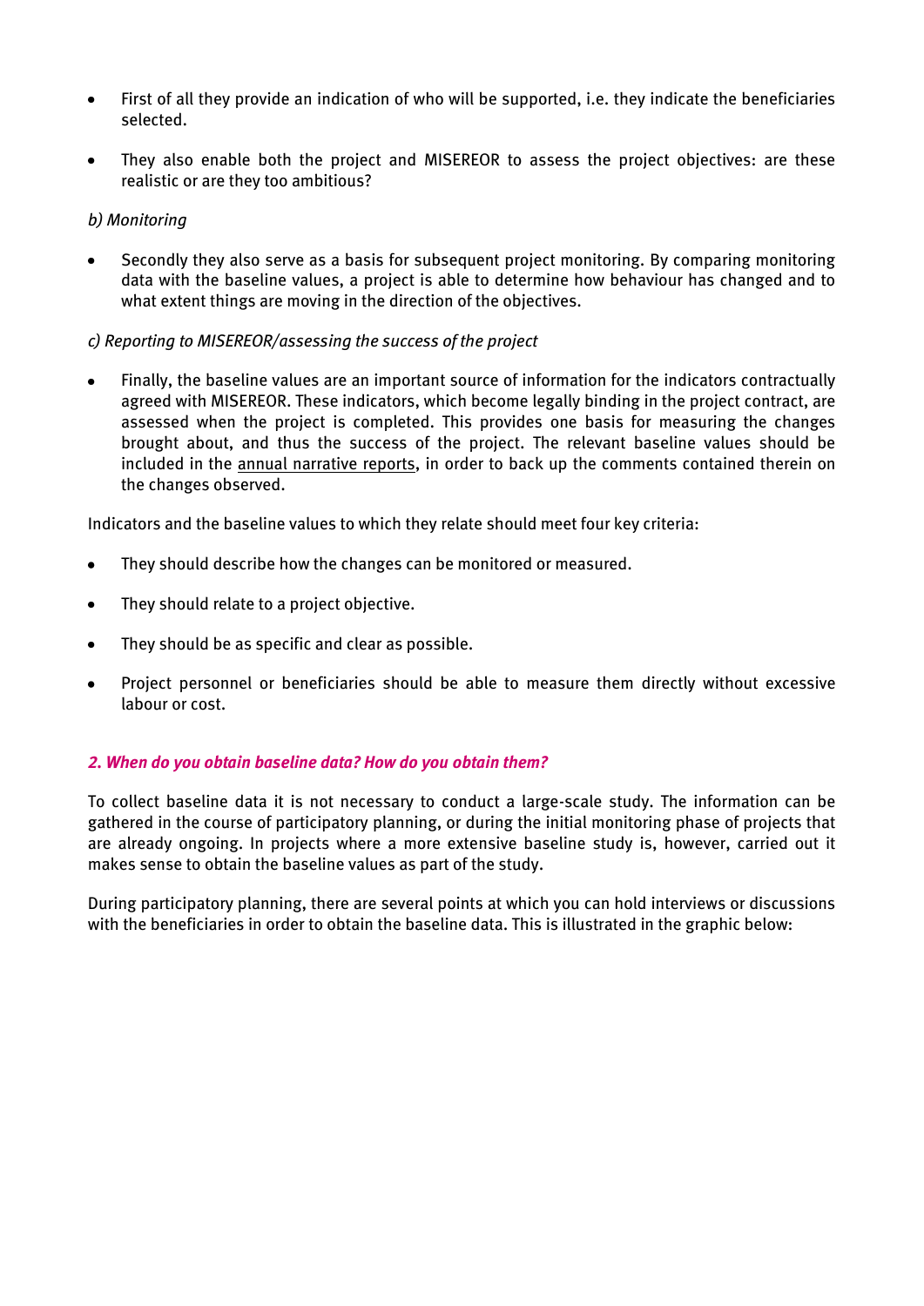- First of all they provide an indication of who will be supported, i.e. they indicate the beneficiaries selected.
- They also enable both the project and MISEREOR to assess the project objectives: are these realistic or are they too ambitious?

*b) Monitoring*

- Secondly they also serve as a basis for subsequent project monitoring. By comparing monitoring data with the baseline values, a project is able to determine how behaviour has changed and to what extent things are moving in the direction of the objectives.

*c) Reporting to MISEREOR/assessing the success of the project*

- Finally, the baseline values are an important source of information for the indicators contractually agreed with MISEREOR. These indicators, which become legally binding in the project contract, are assessed when the project is completed. This provides one basis for measuring the changes brought about, and thus the success of the project. The relevant baseline values should be included in the annual narrative reports, in order to back up the comments contained therein on the changes observed.

Indicators and the baseline values to which they relate should meet four key criteria:

- They should describe how the changes can be monitored or measured.
- They should relate to a project objective.
- They should be as specific and clear as possible.
- Project personnel or beneficiaries should be able to measure them directly without excessive labour or cost.

### *2. When do you obtain baseline data? How do you obtain them?*

To collect baseline data it is not necessary to conduct a large-scale study. The information can be gathered in the course of participatory planning, or during the initial monitoring phase of projects that are already ongoing. In projects where a more extensive baseline study is, however, carried out it makes sense to obtain the baseline values as part of the study.

During participatory planning, there are several points at which you can hold interviews or discussions with the beneficiaries in order to obtain the baseline data. This is illustrated in the graphic below: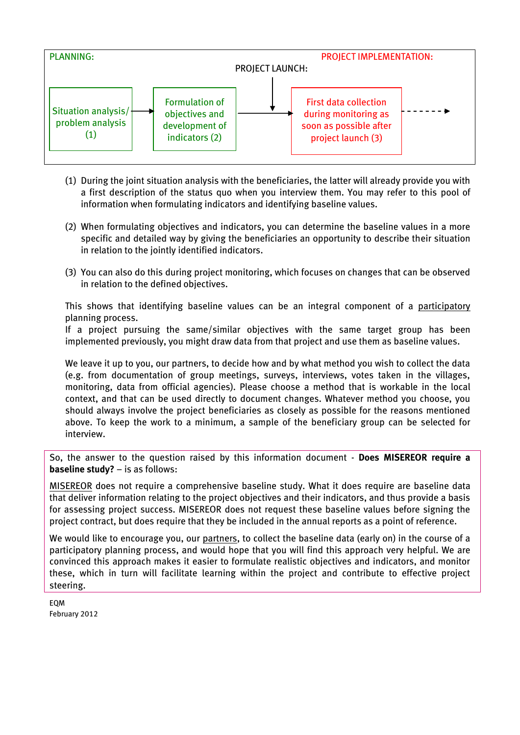PLANNING:

PROJECT IMPLEMENTATION:

PROJECT LAUNCH:

Situation analysis/ problem analysis (1) → Formulation of objectives and development of indicators (2) → First data collection during monitoring as soon as possible after project launch (3) - - - - →

(1) During the joint situation analysis with the beneficiaries, the latter will already provide you with a first description of the status quo when you interview them. You may refer to this pool of information when formulating indicators and identifying baseline values.

(2) When formulating objectives and indicators, you can determine the baseline values in a more specific and detailed way by giving the beneficiaries an opportunity to describe their situation in relation to the jointly identified indicators.

(3) You can also do this during project monitoring, which focuses on changes that can be observed in relation to the defined objectives.

This shows that identifying baseline values can be an integral component of a participatory planning process.
If a project pursuing the same/similar objectives with the same target group has been implemented previously, you might draw data from that project and use them as baseline values.

We leave it up to you, our partners, to decide how and by what method you wish to collect the data (e.g. from documentation of group meetings, surveys, interviews, votes taken in the villages, monitoring, data from official agencies). Please choose a method that is workable in the local context, and that can be used directly to document changes. Whatever method you choose, you should always involve the project beneficiaries as closely as possible for the reasons mentioned above. To keep the work to a minimum, a sample of the beneficiary group can be selected for interview.

So, the answer to the question raised by this information document - **Does MISEREOR require a baseline study?** – is as follows:

MISEREOR does not require a comprehensive baseline study. What it does require are baseline data that deliver information relating to the project objectives and their indicators, and thus provide a basis for assessing project success. MISEREOR does not request these baseline values before signing the project contract, but does require that they be included in the annual reports as a point of reference.

We would like to encourage you, our partners, to collect the baseline data (early on) in the course of a participatory planning process, and would hope that you will find this approach very helpful. We are convinced this approach makes it easier to formulate realistic objectives and indicators, and monitor these, which in turn will facilitate learning within the project and contribute to effective project steering.

EQM
February 2012